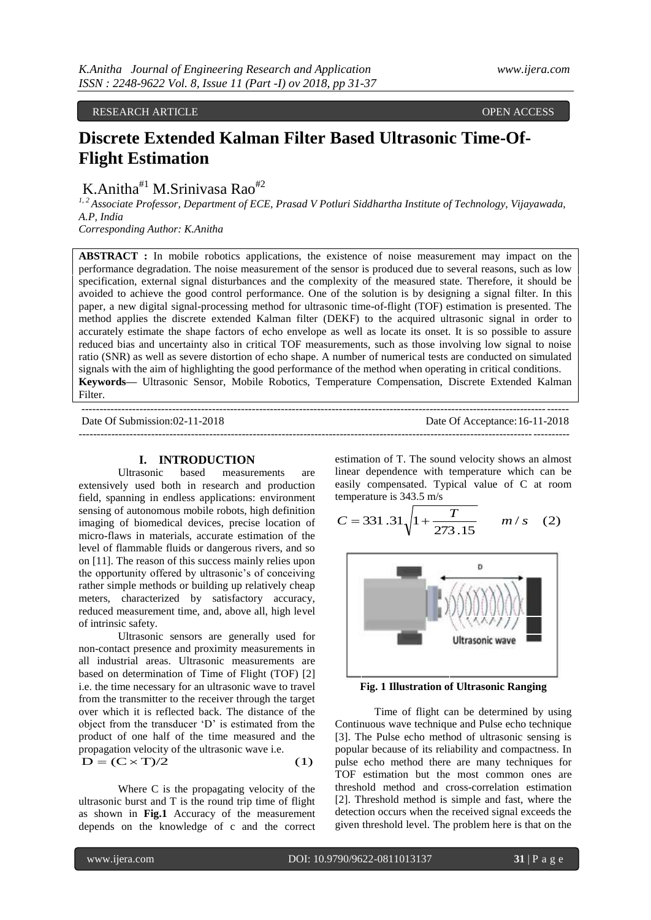RESEARCH ARTICLE OPEN ACCESS

# Discrete Extended Kalman Filter Based Ultrasonic Time-Of-Flight Estimation

K.Anitha[#1] M.Srinivasa Rao[#2]

*[1, 2] Associate Professor, Department of ECE, Prasad V Potluri Siddhartha Institute of Technology, Vijayawada, A.P, India*
*Corresponding Author: K.Anitha*

**ABSTRACT :** In mobile robotics applications, the existence of noise measurement may impact on the performance degradation. The noise measurement of the sensor is produced due to several reasons, such as low specification, external signal disturbances and the complexity of the measured state. Therefore, it should be avoided to achieve the good control performance. One of the solution is by designing a signal filter. In this paper, a new digital signal-processing method for ultrasonic time-of-flight (TOF) estimation is presented. The method applies the discrete extended Kalman filter (DEKF) to the acquired ultrasonic signal in order to accurately estimate the shape factors of echo envelope as well as locate its onset. It is so possible to assure reduced bias and uncertainty also in critical TOF measurements, such as those involving low signal to noise ratio (SNR) as well as severe distortion of echo shape. A number of numerical tests are conducted on simulated signals with the aim of highlighting the good performance of the method when operating in critical conditions.
**Keywords—** Ultrasonic Sensor, Mobile Robotics, Temperature Compensation, Discrete Extended Kalman Filter.

Date Of Submission:02-11-2018 Date Of Acceptance:16-11-2018

## I. INTRODUCTION

Ultrasonic based measurements are extensively used both in research and production field, spanning in endless applications: environment sensing of autonomous mobile robots, high definition imaging of biomedical devices, precise location of micro-flaws in materials, accurate estimation of the level of flammable fluids or dangerous rivers, and so on [11]. The reason of this success mainly relies upon the opportunity offered by ultrasonic's of conceiving rather simple methods or building up relatively cheap meters, characterized by satisfactory accuracy, reduced measurement time, and, above all, high level of intrinsic safety.

Ultrasonic sensors are generally used for non-contact presence and proximity measurements in all industrial areas. Ultrasonic measurements are based on determination of Time of Flight (TOF) [2] i.e. the time necessary for an ultrasonic wave to travel from the transmitter to the receiver through the target over which it is reflected back. The distance of the object from the transducer 'D' is estimated from the product of one half of the time measured and the propagation velocity of the ultrasonic wave i.e.

$$D = (C \times T)/2 \qquad (1)$$

Where C is the propagating velocity of the ultrasonic burst and T is the round trip time of flight as shown in **Fig.1** Accuracy of the measurement depends on the knowledge of c and the correct estimation of T. The sound velocity shows an almost linear dependence with temperature which can be easily compensated. Typical value of C at room temperature is 343.5 m/s

$$C = 331.31\sqrt{1 + \frac{T}{273.15}} \quad m/s \quad (2)$$

**Fig. 1 Illustration of Ultrasonic Ranging**

Time of flight can be determined by using Continuous wave technique and Pulse echo technique [3]. The Pulse echo method of ultrasonic sensing is popular because of its reliability and compactness. In pulse echo method there are many techniques for TOF estimation but the most common ones are threshold method and cross-correlation estimation [2]. Threshold method is simple and fast, where the detection occurs when the received signal exceeds the given threshold level. The problem here is that on the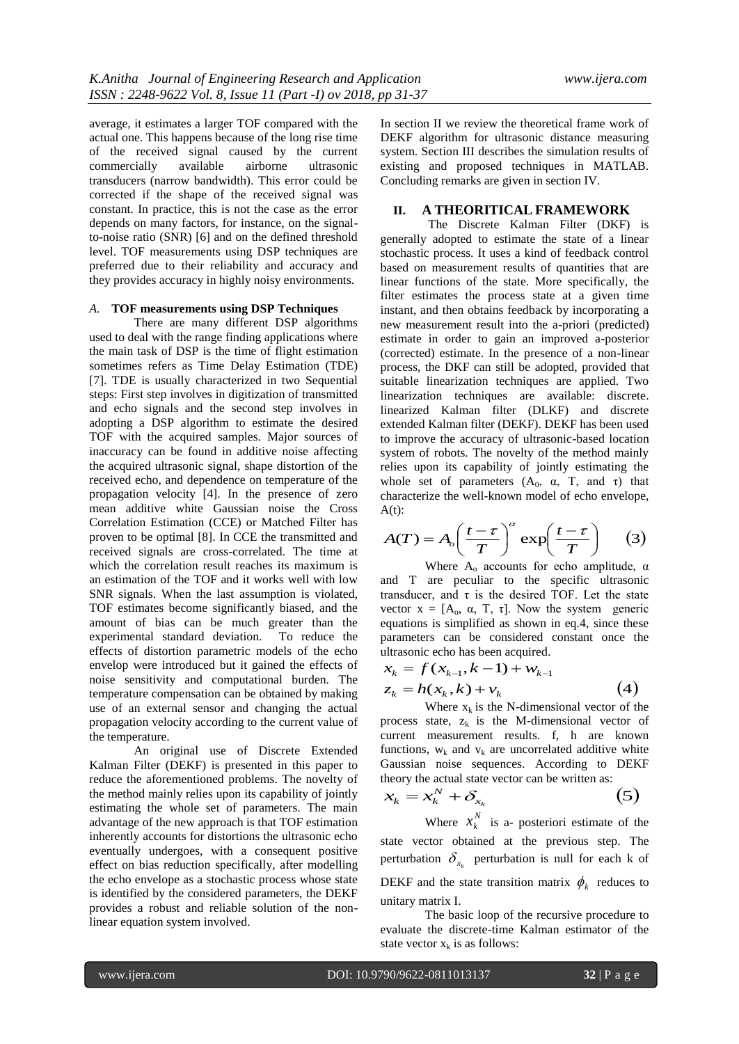average, it estimates a larger TOF compared with the actual one. This happens because of the long rise time of the received signal caused by the current commercially available airborne ultrasonic transducers (narrow bandwidth). This error could be corrected if the shape of the received signal was constant. In practice, this is not the case as the error depends on many factors, for instance, on the signal-to-noise ratio (SNR) [6] and on the defined threshold level. TOF measurements using DSP techniques are preferred due to their reliability and accuracy and they provides accuracy in highly noisy environments.

### *A.* **TOF measurements using DSP Techniques**

There are many different DSP algorithms used to deal with the range finding applications where the main task of DSP is the time of flight estimation sometimes refers as Time Delay Estimation (TDE) [7]. TDE is usually characterized in two Sequential steps: First step involves in digitization of transmitted and echo signals and the second step involves in adopting a DSP algorithm to estimate the desired TOF with the acquired samples. Major sources of inaccuracy can be found in additive noise affecting the acquired ultrasonic signal, shape distortion of the received echo, and dependence on temperature of the propagation velocity [4]. In the presence of zero mean additive white Gaussian noise the Cross Correlation Estimation (CCE) or Matched Filter has proven to be optimal [8]. In CCE the transmitted and received signals are cross-correlated. The time at which the correlation result reaches its maximum is an estimation of the TOF and it works well with low SNR signals. When the last assumption is violated, TOF estimates become significantly biased, and the amount of bias can be much greater than the experimental standard deviation. To reduce the effects of distortion parametric models of the echo envelop were introduced but it gained the effects of noise sensitivity and computational burden. The temperature compensation can be obtained by making use of an external sensor and changing the actual propagation velocity according to the current value of the temperature.

An original use of Discrete Extended Kalman Filter (DEKF) is presented in this paper to reduce the aforementioned problems. The novelty of the method mainly relies upon its capability of jointly estimating the whole set of parameters. The main advantage of the new approach is that TOF estimation inherently accounts for distortions the ultrasonic echo eventually undergoes, with a consequent positive effect on bias reduction specifically, after modelling the echo envelope as a stochastic process whose state is identified by the considered parameters, the DEKF provides a robust and reliable solution of the non-linear equation system involved.

In section II we review the theoretical frame work of DEKF algorithm for ultrasonic distance measuring system. Section III describes the simulation results of existing and proposed techniques in MATLAB. Concluding remarks are given in section IV.

## II. A THEORITICAL FRAMEWORK

The Discrete Kalman Filter (DKF) is generally adopted to estimate the state of a linear stochastic process. It uses a kind of feedback control based on measurement results of quantities that are linear functions of the state. More specifically, the filter estimates the process state at a given time instant, and then obtains feedback by incorporating a new measurement result into the a-priori (predicted) estimate in order to gain an improved a-posterior (corrected) estimate. In the presence of a non-linear process, the DKF can still be adopted, provided that suitable linearization techniques are applied. Two linearization techniques are available: discrete. linearized Kalman filter (DLKF) and discrete extended Kalman filter (DEKF). DEKF has been used to improve the accuracy of ultrasonic-based location system of robots. The novelty of the method mainly relies upon its capability of jointly estimating the whole set of parameters ($A_0$, $\alpha$, T, and $\tau$) that characterize the well-known model of echo envelope, A(t):

$$A(T) = A_o \left( \frac{t-\tau}{T} \right)^{\alpha} \exp\left( \frac{t-\tau}{T} \right) \qquad (3)$$

Where $A_o$ accounts for echo amplitude, $\alpha$ and T are peculiar to the specific ultrasonic transducer, and $\tau$ is the desired TOF. Let the state vector x = [$A_o$, $\alpha$, T, $\tau$]. Now the system generic equations is simplified as shown in eq.4, since these parameters can be considered constant once the ultrasonic echo has been acquired.

$$x_k = f(x_{k-1}, k-1) + w_{k-1}$$
$$z_k = h(x_k, k) + v_k \qquad (4)$$

Where $x_k$ is the N-dimensional vector of the process state, $z_k$ is the M-dimensional vector of current measurement results. f, h are known functions, $w_k$ and $v_k$ are uncorrelated additive white Gaussian noise sequences. According to DEKF theory the actual state vector can be written as:

$$x_k = x_k^N + \delta_{x_k} \qquad (5)$$

Where $x_k^N$ is a- posteriori estimate of the state vector obtained at the previous step. The perturbation $\delta_{x_k}$ perturbation is null for each k of DEKF and the state transition matrix $\phi_k$ reduces to unitary matrix I.

The basic loop of the recursive procedure to evaluate the discrete-time Kalman estimator of the state vector $x_k$ is as follows: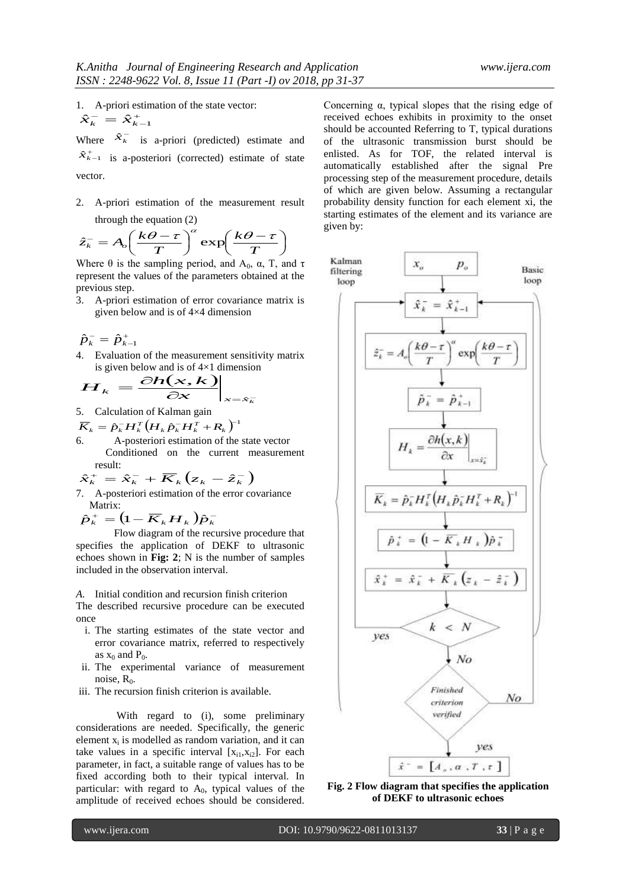1. A-priori estimation of the state vector:

$$\hat{x}_k^- = \hat{x}_{k-1}^+$$

Where $\hat{x}_k^-$ is a-priori (predicted) estimate and $\hat{x}_{k-1}^+$ is a-posteriori (corrected) estimate of state vector.

2. A-priori estimation of the measurement result through the equation (2)

$$\hat{z}_k^- = A_o\left(\frac{k\theta-\tau}{T}\right)^{\alpha}\exp\left(\frac{k\theta-\tau}{T}\right)$$

Where θ is the sampling period, and $A_0$, α, T, and τ represent the values of the parameters obtained at the previous step.

3. A-priori estimation of error covariance matrix is given below and is of 4×4 dimension

$$\hat{p}_k^- = \hat{p}_{k-1}^+$$

4. Evaluation of the measurement sensitivity matrix is given below and is of 4×1 dimension

$$H_k = \left.\frac{\partial h(x,k)}{\partial x}\right|_{x=\hat{x}_k^-}$$

5. Calculation of Kalman gain

$$\overline{K}_k = \hat{p}_k^- H_k^T\left(H_k \hat{p}_k^- H_k^T + R_k\right)^{-1}$$

6. A-posteriori estimation of the state vector Conditioned on the current measurement result:

$$\hat{x}_k^+ = \hat{x}_k^- + \overline{K}_k\left(z_k - \hat{z}_k^-\right)$$

7. A-posteriori estimation of the error covariance Matrix:

$$\hat{p}_k^+ = \left(1 - \overline{K}_k H_k\right)\hat{p}_k^-$$

Flow diagram of the recursive procedure that specifies the application of DEKF to ultrasonic echoes shown in **Fig: 2**; N is the number of samples included in the observation interval.

*A.* Initial condition and recursion finish criterion

The described recursive procedure can be executed once

i. The starting estimates of the state vector and error covariance matrix, referred to respectively as $x_0$ and $P_0$.
ii. The experimental variance of measurement noise, $R_0$.
iii. The recursion finish criterion is available.

With regard to (i), some preliminary considerations are needed. Specifically, the generic element $x_i$ is modelled as random variation, and it can take values in a specific interval $[x_{i1}, x_{i2}]$. For each parameter, in fact, a suitable range of values has to be fixed according both to their typical interval. In particular: with regard to $A_0$, typical values of the amplitude of received echoes should be considered. Concerning α, typical slopes that the rising edge of received echoes exhibits in proximity to the onset should be accounted Referring to T, typical durations of the ultrasonic transmission burst should be enlisted. As for TOF, the related interval is automatically established after the signal Pre processing step of the measurement procedure, details of which are given below. Assuming a rectangular probability density function for each element xi, the starting estimates of the element and its variance are given by:

**Fig. 2 Flow diagram that specifies the application of DEKF to ultrasonic echoes**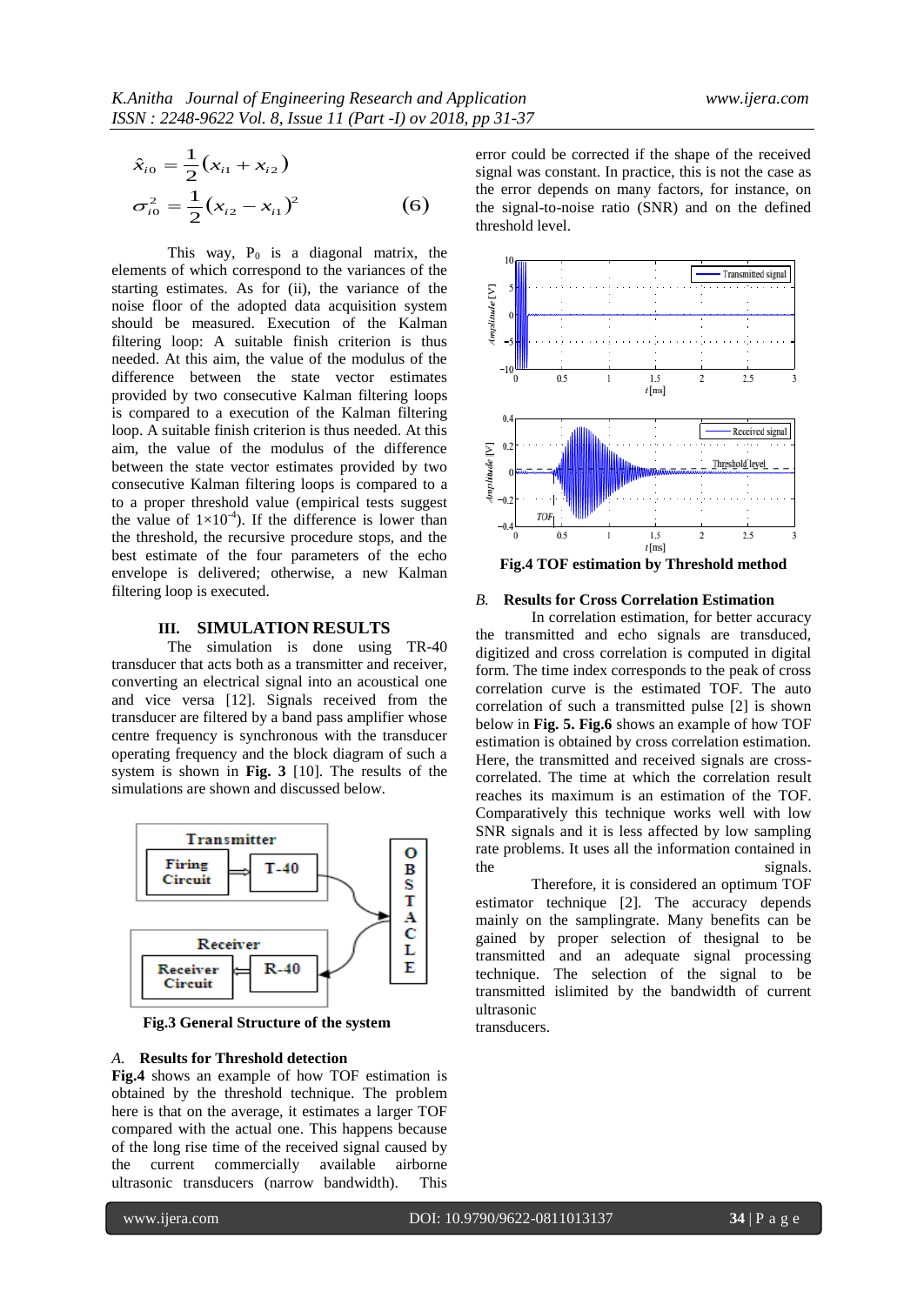$$\hat{x}_{i0} = \frac{1}{2}(x_{i1} + x_{i2})$$
$$\sigma_{i0}^2 = \frac{1}{2}(x_{i2} - x_{i1})^2 \qquad (6)$$

This way, $P_0$ is a diagonal matrix, the elements of which correspond to the variances of the starting estimates. As for (ii), the variance of the noise floor of the adopted data acquisition system should be measured. Execution of the Kalman filtering loop: A suitable finish criterion is thus needed. At this aim, the value of the modulus of the difference between the state vector estimates provided by two consecutive Kalman filtering loops is compared to a execution of the Kalman filtering loop. A suitable finish criterion is thus needed. At this aim, the value of the modulus of the difference between the state vector estimates provided by two consecutive Kalman filtering loops is compared to a to a proper threshold value (empirical tests suggest the value of $1\times10^{-4}$). If the difference is lower than the threshold, the recursive procedure stops, and the best estimate of the four parameters of the echo envelope is delivered; otherwise, a new Kalman filtering loop is executed.

## III. SIMULATION RESULTS

The simulation is done using TR-40 transducer that acts both as a transmitter and receiver, converting an electrical signal into an acoustical one and vice versa [12]. Signals received from the transducer are filtered by a band pass amplifier whose centre frequency is synchronous with the transducer operating frequency and the block diagram of such a system is shown in **Fig. 3** [10]. The results of the simulations are shown and discussed below.

**Fig.3 General Structure of the system**

### *A.* Results for Threshold detection

**Fig.4** shows an example of how TOF estimation is obtained by the threshold technique. The problem here is that on the average, it estimates a larger TOF compared with the actual one. This happens because of the long rise time of the received signal caused by the current commercially available airborne ultrasonic transducers (narrow bandwidth). This error could be corrected if the shape of the received signal was constant. In practice, this is not the case as the error depends on many factors, for instance, on the signal-to-noise ratio (SNR) and on the defined threshold level.

**Fig.4 TOF estimation by Threshold method**

### *B.* Results for Cross Correlation Estimation

In correlation estimation, for better accuracy the transmitted and echo signals are transduced, digitized and cross correlation is computed in digital form. The time index corresponds to the peak of cross correlation curve is the estimated TOF. The auto correlation of such a transmitted pulse [2] is shown below in **Fig. 5. Fig.6** shows an example of how TOF estimation is obtained by cross correlation estimation. Here, the transmitted and received signals are cross-correlated. The time at which the correlation result reaches its maximum is an estimation of the TOF. Comparatively this technique works well with low SNR signals and it is less affected by low sampling rate problems. It uses all the information contained in the signals.

Therefore, it is considered an optimum TOF estimator technique [2]. The accuracy depends mainly on the samplingrate. Many benefits can be gained by proper selection of thesignal to be transmitted and an adequate signal processing technique. The selection of the signal to be transmitted islimited by the bandwidth of current ultrasonic transducers.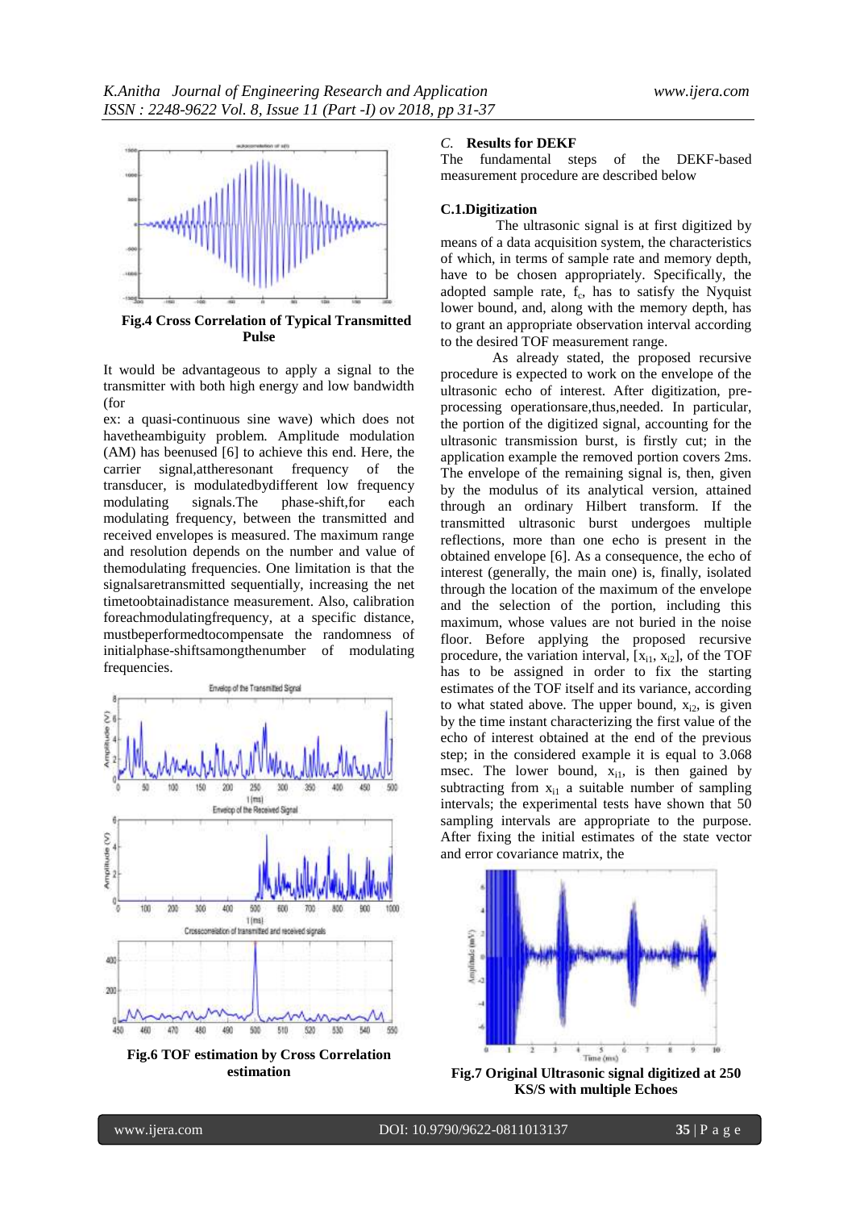**Fig.4 Cross Correlation of Typical Transmitted Pulse**

It would be advantageous to apply a signal to the transmitter with both high energy and low bandwidth (for ex: a quasi-continuous sine wave) which does not havetheambiguity problem. Amplitude modulation (AM) has beenused [6] to achieve this end. Here, the carrier signal,attheresonant frequency of the transducer, is modulatedbydifferent low frequency modulating signals.The phase-shift,for each modulating frequency, between the transmitted and received envelopes is measured. The maximum range and resolution depends on the number and value of themodulating frequencies. One limitation is that the signalsaretransmitted sequentially, increasing the net timetoobtainadistance measurement. Also, calibration foreachmodulatingfrequency, at a specific distance, mustbeperformedtocompensate the randomness of initialphase-shiftsamongthenumber of modulating frequencies.

**Fig.6 TOF estimation by Cross Correlation estimation**

### *C.* Results for DEKF

The fundamental steps of the DEKF-based measurement procedure are described below

#### C.1.Digitization

The ultrasonic signal is at first digitized by means of a data acquisition system, the characteristics of which, in terms of sample rate and memory depth, have to be chosen appropriately. Specifically, the adopted sample rate, $f_c$, has to satisfy the Nyquist lower bound, and, along with the memory depth, has to grant an appropriate observation interval according to the desired TOF measurement range.

As already stated, the proposed recursive procedure is expected to work on the envelope of the ultrasonic echo of interest. After digitization, pre-processing operationsare,thus,needed. In particular, the portion of the digitized signal, accounting for the ultrasonic transmission burst, is firstly cut; in the application example the removed portion covers 2ms. The envelope of the remaining signal is, then, given by the modulus of its analytical version, attained through an ordinary Hilbert transform. If the transmitted ultrasonic burst undergoes multiple reflections, more than one echo is present in the obtained envelope [6]. As a consequence, the echo of interest (generally, the main one) is, finally, isolated through the location of the maximum of the envelope and the selection of the portion, including this maximum, whose values are not buried in the noise floor. Before applying the proposed recursive procedure, the variation interval, $[x_{i1}, x_{i2}]$, of the TOF has to be assigned in order to fix the starting estimates of the TOF itself and its variance, according to what stated above. The upper bound, $x_{i2}$, is given by the time instant characterizing the first value of the echo of interest obtained at the end of the previous step; in the considered example it is equal to 3.068 msec. The lower bound, $x_{i1}$, is then gained by subtracting from $x_{i1}$ a suitable number of sampling intervals; the experimental tests have shown that 50 sampling intervals are appropriate to the purpose. After fixing the initial estimates of the state vector and error covariance matrix, the

**Fig.7 Original Ultrasonic signal digitized at 250 KS/S with multiple Echoes**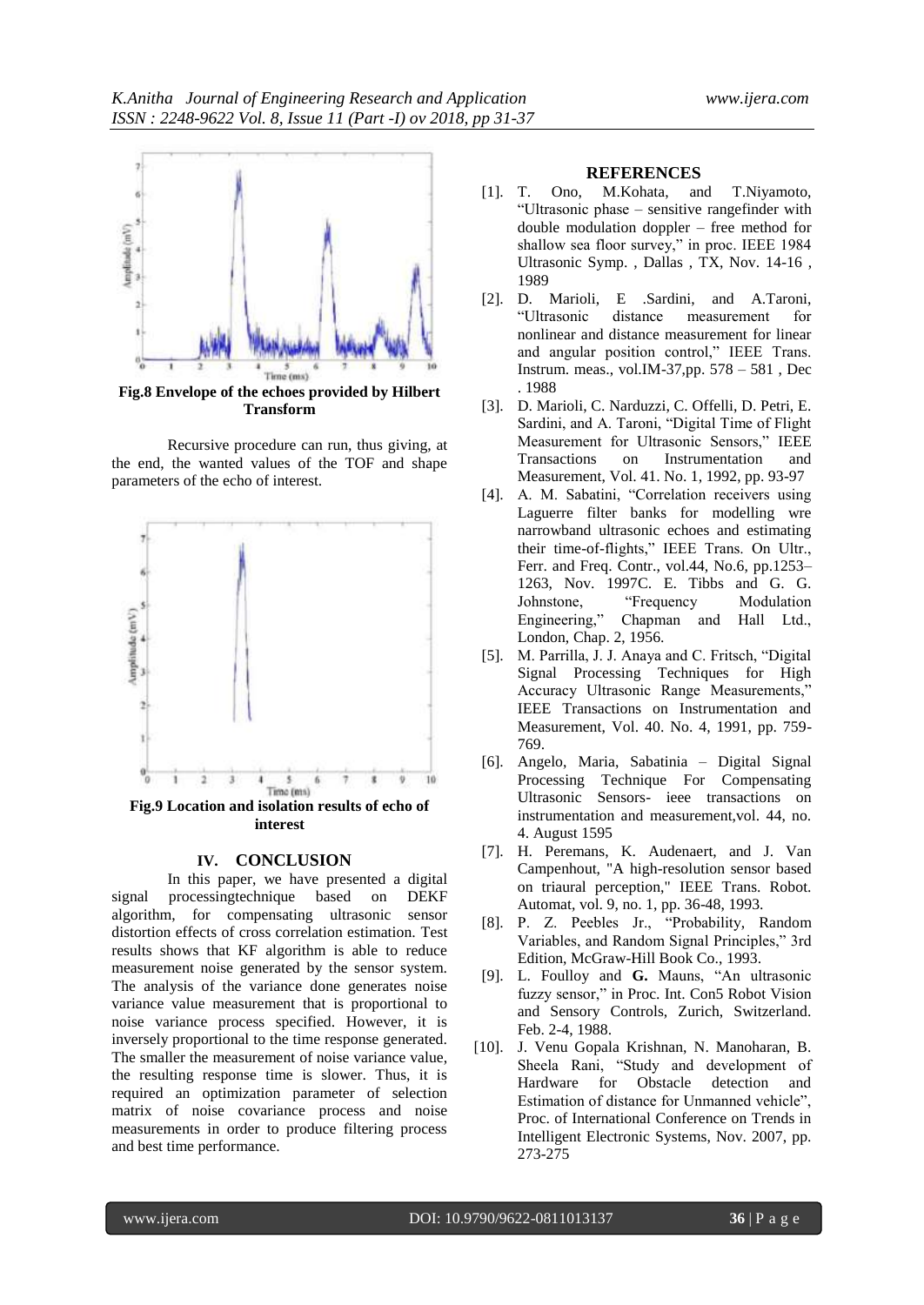**Fig.8 Envelope of the echoes provided by Hilbert Transform**

Recursive procedure can run, thus giving, at the end, the wanted values of the TOF and shape parameters of the echo of interest.

**Fig.9 Location and isolation results of echo of interest**

## IV. CONCLUSION

In this paper, we have presented a digital signal processingtechnique based on DEKF algorithm, for compensating ultrasonic sensor distortion effects of cross correlation estimation. Test results shows that KF algorithm is able to reduce measurement noise generated by the sensor system. The analysis of the variance done generates noise variance value measurement that is proportional to noise variance process specified. However, it is inversely proportional to the time response generated. The smaller the measurement of noise variance value, the resulting response time is slower. Thus, it is required an optimization parameter of selection matrix of noise covariance process and noise measurements in order to produce filtering process and best time performance.

## REFERENCES

[1]. T. Ono, M.Kohata, and T.Niyamoto, "Ultrasonic phase – sensitive rangefinder with double modulation doppler – free method for shallow sea floor survey," in proc. IEEE 1984 Ultrasonic Symp. , Dallas , TX, Nov. 14-16 , 1989

[2]. D. Marioli, E .Sardini, and A.Taroni, "Ultrasonic distance measurement for nonlinear and distance measurement for linear and angular position control," IEEE Trans. Instrum. meas., vol.IM-37,pp. 578 – 581 , Dec . 1988

[3]. D. Marioli, C. Narduzzi, C. Offelli, D. Petri, E. Sardini, and A. Taroni, "Digital Time of Flight Measurement for Ultrasonic Sensors," IEEE Transactions on Instrumentation and Measurement, Vol. 41. No. 1, 1992, pp. 93-97

[4]. A. M. Sabatini, "Correlation receivers using Laguerre filter banks for modelling wre narrowband ultrasonic echoes and estimating their time-of-flights," IEEE Trans. On Ultr., Ferr. and Freq. Contr., vol.44, No.6, pp.1253–1263, Nov. 1997C. E. Tibbs and G. G. Johnstone, "Frequency Modulation Engineering," Chapman and Hall Ltd., London, Chap. 2, 1956.

[5]. M. Parrilla, J. J. Anaya and C. Fritsch, "Digital Signal Processing Techniques for High Accuracy Ultrasonic Range Measurements," IEEE Transactions on Instrumentation and Measurement, Vol. 40. No. 4, 1991, pp. 759-769.

[6]. Angelo, Maria, Sabatinia – Digital Signal Processing Technique For Compensating Ultrasonic Sensors- ieee transactions on instrumentation and measurement,vol. 44, no. 4. August 1595

[7]. H. Peremans, K. Audenaert, and J. Van Campenhout, "A high-resolution sensor based on triaural perception," IEEE Trans. Robot. Automat, vol. 9, no. 1, pp. 36-48, 1993.

[8]. P. Z. Peebles Jr., "Probability, Random Variables, and Random Signal Principles," 3rd Edition, McGraw-Hill Book Co., 1993.

[9]. L. Foulloy and **G.** Mauns, "An ultrasonic fuzzy sensor," in Proc. Int. Con5 Robot Vision and Sensory Controls, Zurich, Switzerland. Feb. 2-4, 1988.

[10]. J. Venu Gopala Krishnan, N. Manoharan, B. Sheela Rani, "Study and development of Hardware for Obstacle detection and Estimation of distance for Unmanned vehicle", Proc. of International Conference on Trends in Intelligent Electronic Systems, Nov. 2007, pp. 273-275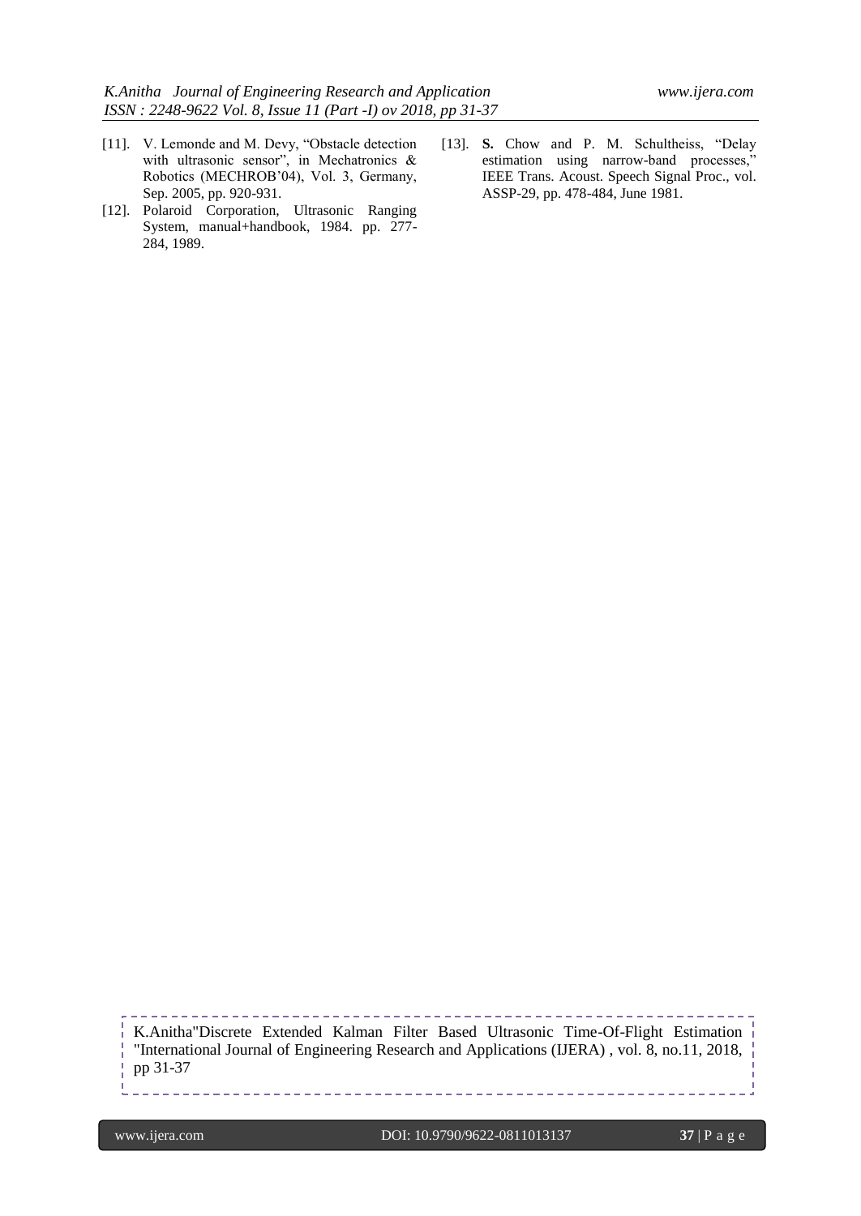[11]. V. Lemonde and M. Devy, "Obstacle detection with ultrasonic sensor", in Mechatronics & Robotics (MECHROB'04), Vol. 3, Germany, Sep. 2005, pp. 920-931.

[12]. Polaroid Corporation, Ultrasonic Ranging System, manual+handbook, 1984. pp. 277-284, 1989.

[13]. **S.** Chow and P. M. Schultheiss, "Delay estimation using narrow-band processes," IEEE Trans. Acoust. Speech Signal Proc., vol. ASSP-29, pp. 478-484, June 1981.

K.Anitha"Discrete Extended Kalman Filter Based Ultrasonic Time-Of-Flight Estimation "International Journal of Engineering Research and Applications (IJERA) , vol. 8, no.11, 2018, pp 31-37